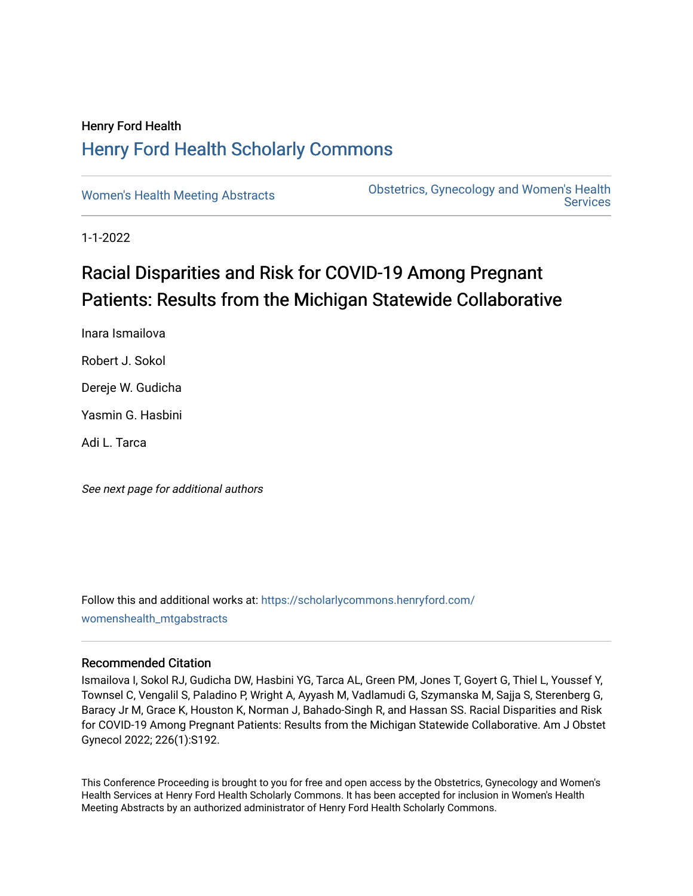Henry Ford Health

## Henry Ford Health Scholarly Commons

Women's Health Meeting Abstracts

Obstetrics, Gynecology and Women's Health Services

1-1-2022

# Racial Disparities and Risk for COVID-19 Among Pregnant Patients: Results from the Michigan Statewide Collaborative

Inara Ismailova

Robert J. Sokol

Dereje W. Gudicha

Yasmin G. Hasbini

Adi L. Tarca

*See next page for additional authors*

Follow this and additional works at: https://scholarlycommons.henryford.com/womenshealth_mtgabstracts

### Recommended Citation

Ismailova I, Sokol RJ, Gudicha DW, Hasbini YG, Tarca AL, Green PM, Jones T, Goyert G, Thiel L, Youssef Y, Townsel C, Vengalil S, Paladino P, Wright A, Ayyash M, Vadlamudi G, Szymanska M, Sajja S, Sterenberg G, Baracy Jr M, Grace K, Houston K, Norman J, Bahado-Singh R, and Hassan SS. Racial Disparities and Risk for COVID-19 Among Pregnant Patients: Results from the Michigan Statewide Collaborative. Am J Obstet Gynecol 2022; 226(1):S192.

This Conference Proceeding is brought to you for free and open access by the Obstetrics, Gynecology and Women's Health Services at Henry Ford Health Scholarly Commons. It has been accepted for inclusion in Women's Health Meeting Abstracts by an authorized administrator of Henry Ford Health Scholarly Commons.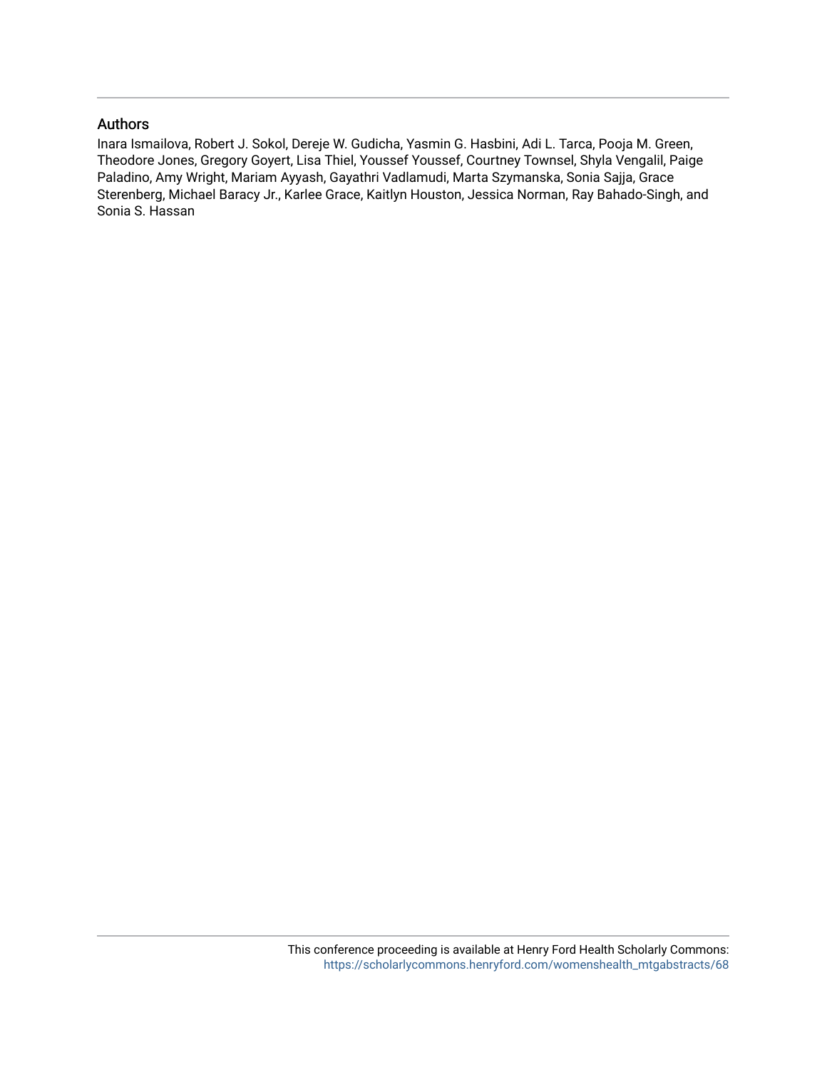## Authors

Inara Ismailova, Robert J. Sokol, Dereje W. Gudicha, Yasmin G. Hasbini, Adi L. Tarca, Pooja M. Green, Theodore Jones, Gregory Goyert, Lisa Thiel, Youssef Youssef, Courtney Townsel, Shyla Vengalil, Paige Paladino, Amy Wright, Mariam Ayyash, Gayathri Vadlamudi, Marta Szymanska, Sonia Sajja, Grace Sterenberg, Michael Baracy Jr., Karlee Grace, Kaitlyn Houston, Jessica Norman, Ray Bahado-Singh, and Sonia S. Hassan

This conference proceeding is available at Henry Ford Health Scholarly Commons: https://scholarlycommons.henryford.com/womenshealth_mtgabstracts/68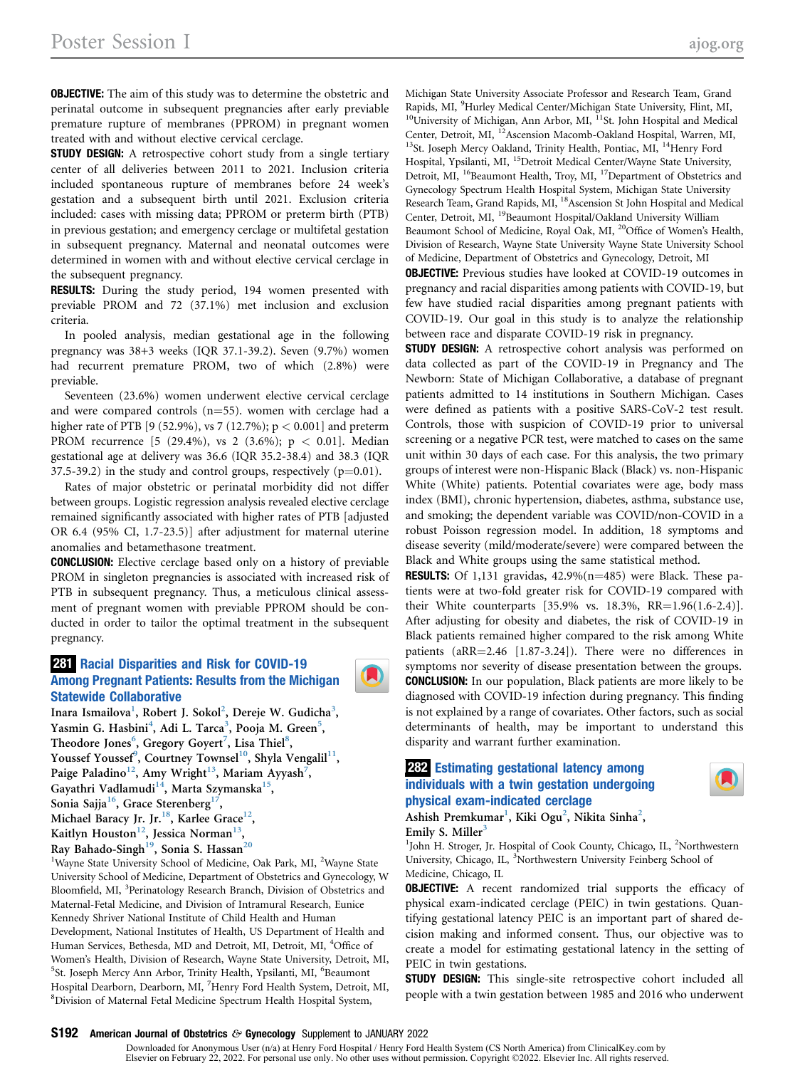**OBJECTIVE:** The aim of this study was to determine the obstetric and perinatal outcome in subsequent pregnancies after early previable premature rupture of membranes (PPROM) in pregnant women treated with and without elective cervical cerclage.

**STUDY DESIGN:** A retrospective cohort study from a single tertiary center of all deliveries between 2011 to 2021. Inclusion criteria included spontaneous rupture of membranes before 24 week's gestation and a subsequent birth until 2021. Exclusion criteria included: cases with missing data; PPROM or preterm birth (PTB) in previous gestation; and emergency cerclage or multifetal gestation in subsequent pregnancy. Maternal and neonatal outcomes were determined in women with and without elective cervical cerclage in the subsequent pregnancy.

**RESULTS:** During the study period, 194 women presented with previable PROM and 72 (37.1%) met inclusion and exclusion criteria.

In pooled analysis, median gestational age in the following pregnancy was 38+3 weeks (IQR 37.1-39.2). Seven (9.7%) women had recurrent premature PROM, two of which (2.8%) were previable.

Seventeen (23.6%) women underwent elective cervical cerclage and were compared controls (n=55). women with cerclage had a higher rate of PTB [9 (52.9%), vs 7 (12.7%); $p < 0.001$] and preterm PROM recurrence [5 (29.4%), vs 2 (3.6%); $p < 0.01$]. Median gestational age at delivery was 36.6 (IQR 35.2-38.4) and 38.3 (IQR 37.5-39.2) in the study and control groups, respectively (p=0.01).

Rates of major obstetric or perinatal morbidity did not differ between groups. Logistic regression analysis revealed elective cerclage remained significantly associated with higher rates of PTB [adjusted OR 6.4 (95% CI, 1.7-23.5)] after adjustment for maternal uterine anomalies and betamethasone treatment.

**CONCLUSION:** Elective cerclage based only on a history of previable PROM in singleton pregnancies is associated with increased risk of PTB in subsequent pregnancy. Thus, a meticulous clinical assessment of pregnant women with previable PPROM should be conducted in order to tailor the optimal treatment in the subsequent pregnancy.

## 281 Racial Disparities and Risk for COVID-19 Among Pregnant Patients: Results from the Michigan Statewide Collaborative

Inara Ismailova[1], Robert J. Sokol[2], Dereje W. Gudicha[3], Yasmin G. Hasbini[4], Adi L. Tarca[3], Pooja M. Green[5], Theodore Jones[6], Gregory Goyert[7], Lisa Thiel[8], Youssef Youssef[9], Courtney Townsel[10], Shyla Vengalil[11], Paige Paladino[12], Amy Wright[13], Mariam Ayyash[7], Gayathri Vadlamudi[14], Marta Szymanska[15], Sonia Sajja[16], Grace Sterenberg[17], Michael Baracy Jr. Jr.[18], Karlee Grace[12], Kaitlyn Houston[12], Jessica Norman[13], Ray Bahado-Singh[19], Sonia S. Hassan[20]

[1]Wayne State University School of Medicine, Oak Park, MI, [2]Wayne State University School of Medicine, Department of Obstetrics and Gynecology, W Bloomfield, MI, [3]Perinatology Research Branch, Division of Obstetrics and Maternal-Fetal Medicine, and Division of Intramural Research, Eunice Kennedy Shriver National Institute of Child Health and Human Development, National Institutes of Health, US Department of Health and Human Services, Bethesda, MD and Detroit, MI, Detroit, MI, [4]Office of Women's Health, Division of Research, Wayne State University, Detroit, MI, [5]St. Joseph Mercy Ann Arbor, Trinity Health, Ypsilanti, MI, [6]Beaumont Hospital Dearborn, Dearborn, MI, [7]Henry Ford Health System, Detroit, MI, [8]Division of Maternal Fetal Medicine Spectrum Health Hospital System, Michigan State University Associate Professor and Research Team, Grand Rapids, MI, [9]Hurley Medical Center/Michigan State University, Flint, MI, [10]University of Michigan, Ann Arbor, MI, [11]St. John Hospital and Medical Center, Detroit, MI, [12]Ascension Macomb-Oakland Hospital, Warren, MI, [13]St. Joseph Mercy Oakland, Trinity Health, Pontiac, MI, [14]Henry Ford Hospital, Ypsilanti, MI, [15]Detroit Medical Center/Wayne State University, Detroit, MI, [16]Beaumont Health, Troy, MI, [17]Department of Obstetrics and Gynecology Spectrum Health Hospital System, Michigan State University Research Team, Grand Rapids, MI, [18]Ascension St John Hospital and Medical Center, Detroit, MI, [19]Beaumont Hospital/Oakland University William Beaumont School of Medicine, Royal Oak, MI, [20]Office of Women's Health, Division of Research, Wayne State University Wayne State University School of Medicine, Department of Obstetrics and Gynecology, Detroit, MI

**OBJECTIVE:** Previous studies have looked at COVID-19 outcomes in pregnancy and racial disparities among patients with COVID-19, but few have studied racial disparities among pregnant patients with COVID-19. Our goal in this study is to analyze the relationship between race and disparate COVID-19 risk in pregnancy.

**STUDY DESIGN:** A retrospective cohort analysis was performed on data collected as part of the COVID-19 in Pregnancy and The Newborn: State of Michigan Collaborative, a database of pregnant patients admitted to 14 institutions in Southern Michigan. Cases were defined as patients with a positive SARS-CoV-2 test result. Controls, those with suspicion of COVID-19 prior to universal screening or a negative PCR test, were matched to cases on the same unit within 30 days of each case. For this analysis, the two primary groups of interest were non-Hispanic Black (Black) vs. non-Hispanic White (White) patients. Potential covariates were age, body mass index (BMI), chronic hypertension, diabetes, asthma, substance use, and smoking; the dependent variable was COVID/non-COVID in a robust Poisson regression model. In addition, 18 symptoms and disease severity (mild/moderate/severe) were compared between the Black and White groups using the same statistical method.

**RESULTS:** Of 1,131 gravidas, 42.9%(n=485) were Black. These patients were at two-fold greater risk for COVID-19 compared with their White counterparts [35.9% vs. 18.3%, RR=1.96(1.6-2.4)]. After adjusting for obesity and diabetes, the risk of COVID-19 in Black patients remained higher compared to the risk among White patients (aRR=2.46 [1.87-3.24]). There were no differences in symptoms nor severity of disease presentation between the groups.

**CONCLUSION:** In our population, Black patients are more likely to be diagnosed with COVID-19 infection during pregnancy. This finding is not explained by a range of covariates. Other factors, such as social determinants of health, may be important to understand this disparity and warrant further examination.

## 282 Estimating gestational latency among individuals with a twin gestation undergoing physical exam-indicated cerclage

Ashish Premkumar[1], Kiki Ogu[2], Nikita Sinha[2], Emily S. Miller[3]

[1]John H. Stroger, Jr. Hospital of Cook County, Chicago, IL, [2]Northwestern University, Chicago, IL, [3]Northwestern University Feinberg School of Medicine, Chicago, IL

**OBJECTIVE:** A recent randomized trial supports the efficacy of physical exam-indicated cerclage (PEIC) in twin gestations. Quantifying gestational latency PEIC is an important part of shared decision making and informed consent. Thus, our objective was to create a model for estimating gestational latency in the setting of PEIC in twin gestations.

**STUDY DESIGN:** This single-site retrospective cohort included all people with a twin gestation between 1985 and 2016 who underwent